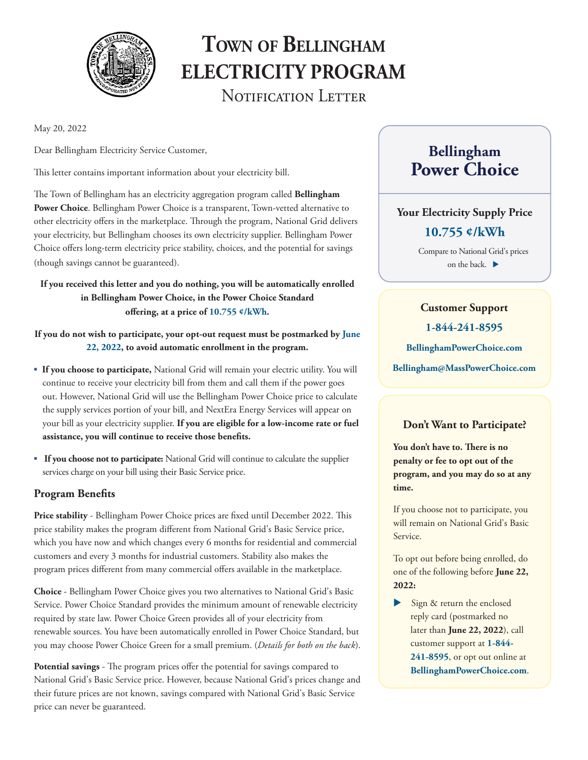# Town of Bellingham Electricity Program

## Notification Letter

May 20, 2022

Dear Bellingham Electricity Service Customer,

This letter contains important information about your electricity bill.

The Town of Bellingham has an electricity aggregation program called **Bellingham Power Choice**. Bellingham Power Choice is a transparent, Town-vetted alternative to other electricity offers in the marketplace. Through the program, National Grid delivers your electricity, but Bellingham chooses its own electricity supplier. Bellingham Power Choice offers long-term electricity price stability, choices, and the potential for savings (though savings cannot be guaranteed).

**If you received this letter and you do nothing, you will be automatically enrolled in Bellingham Power Choice, in the Power Choice Standard offering, at a price of 10.755 ¢/kWh.**

**If you do not wish to participate, your opt-out request must be postmarked by June 22, 2022, to avoid automatic enrollment in the program.**

- **If you choose to participate,** National Grid will remain your electric utility. You will continue to receive your electricity bill from them and call them if the power goes out. However, National Grid will use the Bellingham Power Choice price to calculate the supply services portion of your bill, and NextEra Energy Services will appear on your bill as your electricity supplier. **If you are eligible for a low-income rate or fuel assistance, you will continue to receive those benefits.**
- **If you choose not to participate:** National Grid will continue to calculate the supplier services charge on your bill using their Basic Service price.

### Program Benefits

**Price stability** - Bellingham Power Choice prices are fixed until December 2022. This price stability makes the program different from National Grid's Basic Service price, which you have now and which changes every 6 months for residential and commercial customers and every 3 months for industrial customers. Stability also makes the program prices different from many commercial offers available in the marketplace.

**Choice** - Bellingham Power Choice gives you two alternatives to National Grid's Basic Service. Power Choice Standard provides the minimum amount of renewable electricity required by state law. Power Choice Green provides all of your electricity from renewable sources. You have been automatically enrolled in Power Choice Standard, but you may choose Power Choice Green for a small premium. (*Details for both on the back*).

**Potential savings** - The program prices offer the potential for savings compared to National Grid's Basic Service price. However, because National Grid's prices change and their future prices are not known, savings compared with National Grid's Basic Service price can never be guaranteed.

## Bellingham Power Choice

**Your Electricity Supply Price**

**10.755 ¢/kWh**

Compare to National Grid's prices on the back. ▶

**Customer Support**

**1-844-241-8595**

**BellinghamPowerChoice.com**

**Bellingham@MassPowerChoice.com**

**Don't Want to Participate?**

**You don't have to. There is no penalty or fee to opt out of the program, and you may do so at any time.**

If you choose not to participate, you will remain on National Grid's Basic Service.

To opt out before being enrolled, do one of the following before **June 22, 2022:**

- Sign & return the enclosed reply card (postmarked no later than **June 22, 2022**), call customer support at **1-844-241-8595**, or opt out online at **BellinghamPowerChoice.com**.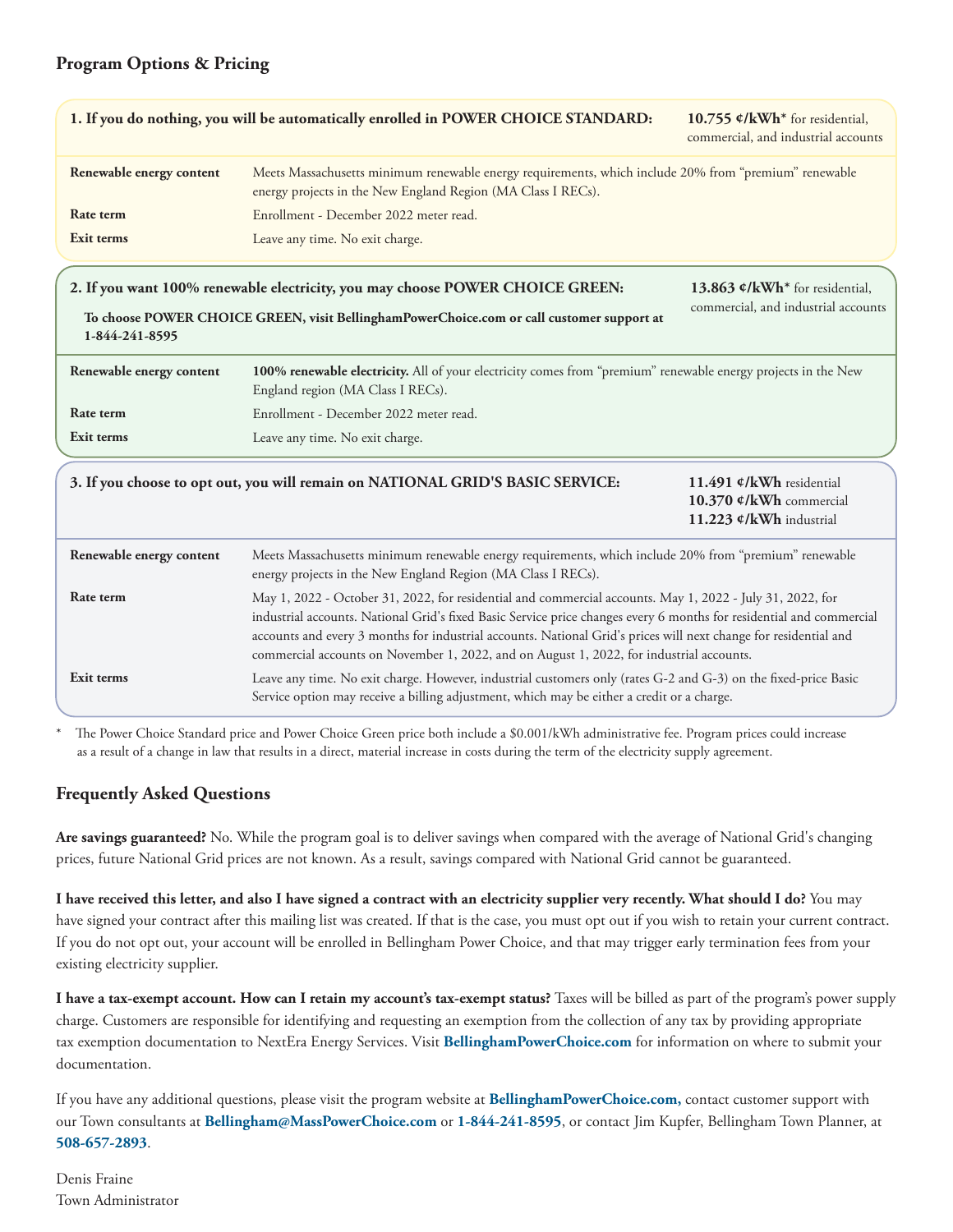## Program Options & Pricing

**1. If you do nothing, you will be automatically enrolled in POWER CHOICE STANDARD:**

**10.755 ¢/kWh*** for residential, commercial, and industrial accounts

| | |
|---|---|
| **Renewable energy content** | Meets Massachusetts minimum renewable energy requirements, which include 20% from "premium" renewable energy projects in the New England Region (MA Class I RECs). |
| **Rate term** | Enrollment - December 2022 meter read. |
| **Exit terms** | Leave any time. No exit charge. |

**2. If you want 100% renewable electricity, you may choose POWER CHOICE GREEN:**

**To choose POWER CHOICE GREEN, visit BellinghamPowerChoice.com or call customer support at 1-844-241-8595**

**13.863 ¢/kWh*** for residential, commercial, and industrial accounts

| | |
|---|---|
| **Renewable energy content** | **100% renewable electricity.** All of your electricity comes from "premium" renewable energy projects in the New England region (MA Class I RECs). |
| **Rate term** | Enrollment - December 2022 meter read. |
| **Exit terms** | Leave any time. No exit charge. |

**3. If you choose to opt out, you will remain on NATIONAL GRID'S BASIC SERVICE:**

**11.491 ¢/kWh** residential
**10.370 ¢/kWh** commercial
**11.223 ¢/kWh** industrial

| | |
|---|---|
| **Renewable energy content** | Meets Massachusetts minimum renewable energy requirements, which include 20% from "premium" renewable energy projects in the New England Region (MA Class I RECs). |
| **Rate term** | May 1, 2022 - October 31, 2022, for residential and commercial accounts. May 1, 2022 - July 31, 2022, for industrial accounts. National Grid's fixed Basic Service price changes every 6 months for residential and commercial accounts and every 3 months for industrial accounts. National Grid's prices will next change for residential and commercial accounts on November 1, 2022, and on August 1, 2022, for industrial accounts. |
| **Exit terms** | Leave any time. No exit charge. However, industrial customers only (rates G-2 and G-3) on the fixed-price Basic Service option may receive a billing adjustment, which may be either a credit or a charge. |

\* The Power Choice Standard price and Power Choice Green price both include a $0.001/kWh administrative fee. Program prices could increase as a result of a change in law that results in a direct, material increase in costs during the term of the electricity supply agreement.

## Frequently Asked Questions

**Are savings guaranteed?** No. While the program goal is to deliver savings when compared with the average of National Grid's changing prices, future National Grid prices are not known. As a result, savings compared with National Grid cannot be guaranteed.

**I have received this letter, and also I have signed a contract with an electricity supplier very recently. What should I do?** You may have signed your contract after this mailing list was created. If that is the case, you must opt out if you wish to retain your current contract. If you do not opt out, your account will be enrolled in Bellingham Power Choice, and that may trigger early termination fees from your existing electricity supplier.

**I have a tax-exempt account. How can I retain my account's tax-exempt status?** Taxes will be billed as part of the program's power supply charge. Customers are responsible for identifying and requesting an exemption from the collection of any tax by providing appropriate tax exemption documentation to NextEra Energy Services. Visit **BellinghamPowerChoice.com** for information on where to submit your documentation.

If you have any additional questions, please visit the program website at **BellinghamPowerChoice.com,** contact customer support with our Town consultants at **Bellingham@MassPowerChoice.com** or **1-844-241-8595**, or contact Jim Kupfer, Bellingham Town Planner, at **508-657-2893**.

Denis Fraine
Town Administrator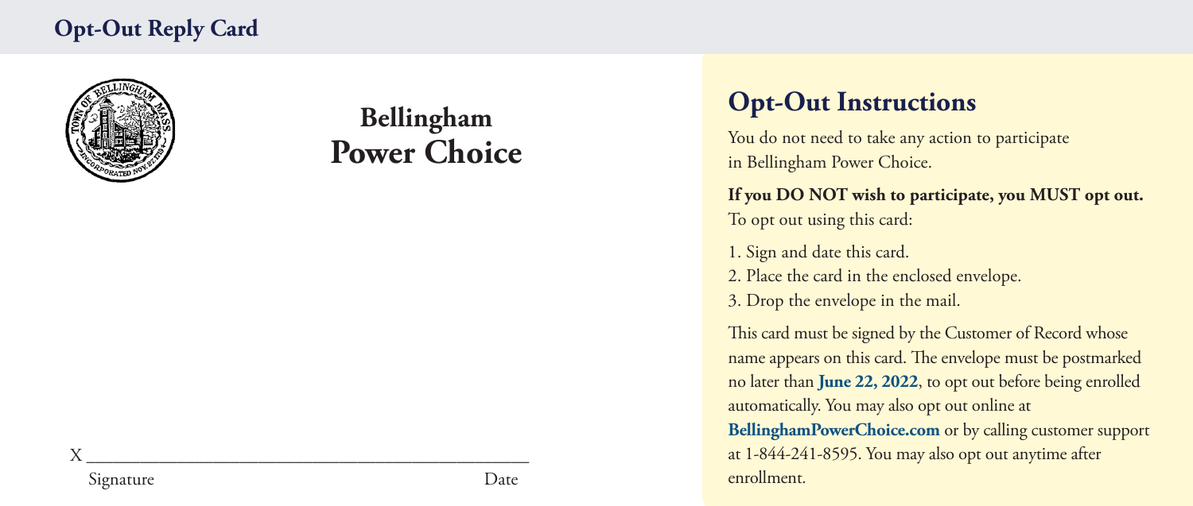## Opt-Out Reply Card

# Bellingham Power Choice

X ____________________________________________

Signature Date

## Opt-Out Instructions

You do not need to take any action to participate in Bellingham Power Choice.

**If you DO NOT wish to participate, you MUST opt out.** To opt out using this card:

1. Sign and date this card.
2. Place the card in the enclosed envelope.
3. Drop the envelope in the mail.

This card must be signed by the Customer of Record whose name appears on this card. The envelope must be postmarked no later than **June 22, 2022**, to opt out before being enrolled automatically. You may also opt out online at **BellinghamPowerChoice.com** or by calling customer support at 1-844-241-8595. You may also opt out anytime after enrollment.